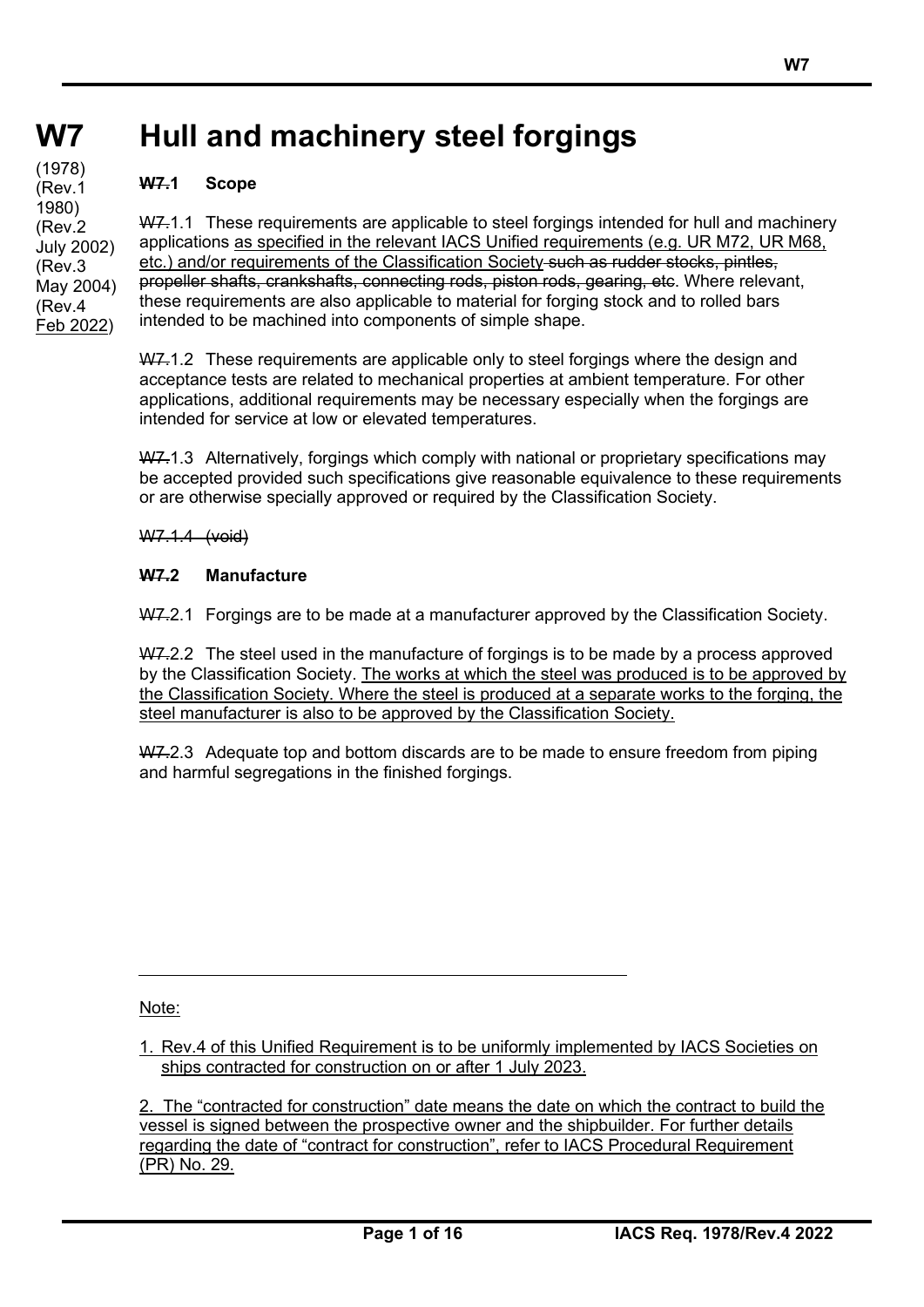# W7 Hull and machinery steel forgings

(1978)
(Rev.1 1980)
(Rev.2 July 2002)
(Rev.3 May 2004)
(Rev.4 Feb 2022)

**~~W7.~~1 Scope**

~~W7.~~1.1 These requirements are applicable to steel forgings intended for hull and machinery applications as specified in the relevant IACS Unified requirements (e.g. UR M72, UR M68, etc.) and/or requirements of the Classification Society ~~such as rudder stocks, pintles, propeller shafts, crankshafts, connecting rods, piston rods, gearing, etc~~. Where relevant, these requirements are also applicable to material for forging stock and to rolled bars intended to be machined into components of simple shape.

~~W7.~~1.2 These requirements are applicable only to steel forgings where the design and acceptance tests are related to mechanical properties at ambient temperature. For other applications, additional requirements may be necessary especially when the forgings are intended for service at low or elevated temperatures.

~~W7.~~1.3 Alternatively, forgings which comply with national or proprietary specifications may be accepted provided such specifications give reasonable equivalence to these requirements or are otherwise specially approved or required by the Classification Society.

~~W7.1.4 (void)~~

**~~W7.~~2 Manufacture**

~~W7.~~2.1 Forgings are to be made at a manufacturer approved by the Classification Society.

~~W7.~~2.2 The steel used in the manufacture of forgings is to be made by a process approved by the Classification Society. The works at which the steel was produced is to be approved by the Classification Society. Where the steel is produced at a separate works to the forging, the steel manufacturer is also to be approved by the Classification Society.

~~W7.~~2.3 Adequate top and bottom discards are to be made to ensure freedom from piping and harmful segregations in the finished forgings.

---

Note:

1. Rev.4 of this Unified Requirement is to be uniformly implemented by IACS Societies on ships contracted for construction on or after 1 July 2023.

2. The "contracted for construction" date means the date on which the contract to build the vessel is signed between the prospective owner and the shipbuilder. For further details regarding the date of "contract for construction", refer to IACS Procedural Requirement (PR) No. 29.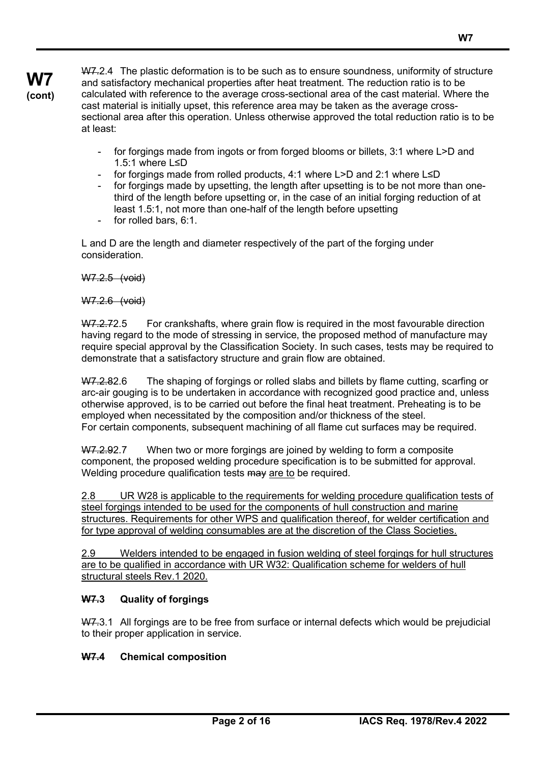W7.2.4 The plastic deformation is to be such as to ensure soundness, uniformity of structure and satisfactory mechanical properties after heat treatment. The reduction ratio is to be calculated with reference to the average cross-sectional area of the cast material. Where the cast material is initially upset, this reference area may be taken as the average cross-sectional area after this operation. Unless otherwise approved the total reduction ratio is to be at least:

- for forgings made from ingots or from forged blooms or billets, 3:1 where L>D and 1.5:1 where L≤D
- for forgings made from rolled products, 4:1 where L>D and 2:1 where L≤D
- for forgings made by upsetting, the length after upsetting is to be not more than one-third of the length before upsetting or, in the case of an initial forging reduction of at least 1.5:1, not more than one-half of the length before upsetting
- for rolled bars, 6:1.

L and D are the length and diameter respectively of the part of the forging under consideration.

~~W7.2.5 (void)~~

~~W7.2.6 (void)~~

~~W7.2.7~~2.5 For crankshafts, where grain flow is required in the most favourable direction having regard to the mode of stressing in service, the proposed method of manufacture may require special approval by the Classification Society. In such cases, tests may be required to demonstrate that a satisfactory structure and grain flow are obtained.

~~W7.2.8~~2.6 The shaping of forgings or rolled slabs and billets by flame cutting, scarfing or arc-air gouging is to be undertaken in accordance with recognized good practice and, unless otherwise approved, is to be carried out before the final heat treatment. Preheating is to be employed when necessitated by the composition and/or thickness of the steel.
For certain components, subsequent machining of all flame cut surfaces may be required.

~~W7.2.9~~2.7 When two or more forgings are joined by welding to form a composite component, the proposed welding procedure specification is to be submitted for approval. Welding procedure qualification tests ~~may~~ are to be required.

2.8 UR W28 is applicable to the requirements for welding procedure qualification tests of steel forgings intended to be used for the components of hull construction and marine structures. Requirements for other WPS and qualification thereof, for welder certification and for type approval of welding consumables are at the discretion of the Class Societies.

2.9 Welders intended to be engaged in fusion welding of steel forgings for hull structures are to be qualified in accordance with UR W32: Qualification scheme for welders of hull structural steels Rev.1 2020.

### ~~W7.~~3 Quality of forgings

~~W7.~~3.1 All forgings are to be free from surface or internal defects which would be prejudicial to their proper application in service.

### ~~W7.~~4 Chemical composition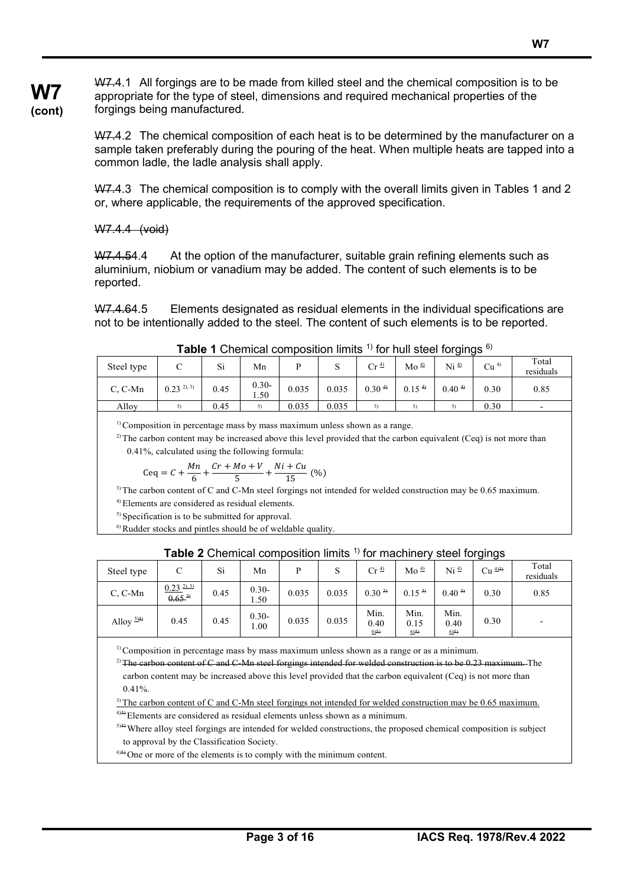W7.4.1 All forgings are to be made from killed steel and the chemical composition is to be appropriate for the type of steel, dimensions and required mechanical properties of the forgings being manufactured.

W7.4.2 The chemical composition of each heat is to be determined by the manufacturer on a sample taken preferably during the pouring of the heat. When multiple heats are tapped into a common ladle, the ladle analysis shall apply.

W7.4.3 The chemical composition is to comply with the overall limits given in Tables 1 and 2 or, where applicable, the requirements of the approved specification.

W7.4.4 (void)

W7.4.54.4 At the option of the manufacturer, suitable grain refining elements such as aluminium, niobium or vanadium may be added. The content of such elements is to be reported.

W7.4.64.5 Elements designated as residual elements in the individual specifications are not to be intentionally added to the steel. The content of such elements is to be reported.

**Table 1** Chemical composition limits [1] for hull steel forgings [6]

| Steel type | C | Si | Mn | P | S | Cr [4] | Mo [4] | Ni [4] | Cu [4] | Total residuals |
|---|---|---|---|---|---|---|---|---|---|---|
| C, C-Mn | 0.23 [2), 3)] | 0.45 | 0.30-1.50 | 0.035 | 0.035 | 0.30 [4] | 0.15 [4] | 0.40 [4] | 0.30 | 0.85 |
| Alloy | [5] | 0.45 | [5] | 0.035 | 0.035 | [5] | [5] | [5] | 0.30 | - |

[1] Composition in percentage mass by mass maximum unless shown as a range.

[2] The carbon content may be increased above this level provided that the carbon equivalent (Ceq) is not more than 0.41%, calculated using the following formula:

$$\text{Ceq} = C + \frac{Mn}{6} + \frac{Cr + Mo + V}{5} + \frac{Ni + Cu}{15} \ (\%)$$

[3] The carbon content of C and C-Mn steel forgings not intended for welded construction may be 0.65 maximum.

[4] Elements are considered as residual elements.

[5] Specification is to be submitted for approval.

[6] Rudder stocks and pintles should be of weldable quality.

**Table 2** Chemical composition limits [1] for machinery steel forgings

| Steel type | C | Si | Mn | P | S | Cr [4] | Mo [4] | Ni [4] | Cu [4)3)] | Total residuals |
|---|---|---|---|---|---|---|---|---|---|---|
| C, C-Mn | 0.23 [2), 3)] 0.65 [2] | 0.45 | 0.30-1.00 | 0.035 | 0.035 | 0.30 [3] | 0.15 [3] | 0.40 [3] | 0.30 | 0.85 |
| Alloy [5)4)] | 0.45 | 0.45 | 0.30-1.00 | 0.035 | 0.035 | Min. 0.40 [6)5)] | Min. 0.15 [6)5)] | Min. 0.40 [6)5)] | 0.30 | - |

[1] Composition in percentage mass by mass maximum unless shown as a range or as a minimum.

[2] The carbon content of C and C-Mn steel forgings intended for welded construction is to be 0.23 maximum. The carbon content may be increased above this level provided that the carbon equivalent (Ceq) is not more than 0.41%.

[3] The carbon content of C and C-Mn steel forgings not intended for welded construction may be 0.65 maximum.

[4)3)] Elements are considered as residual elements unless shown as a minimum.

[5)4)] Where alloy steel forgings are intended for welded constructions, the proposed chemical composition is subject to approval by the Classification Society.

[6)5)] One or more of the elements is to comply with the minimum content.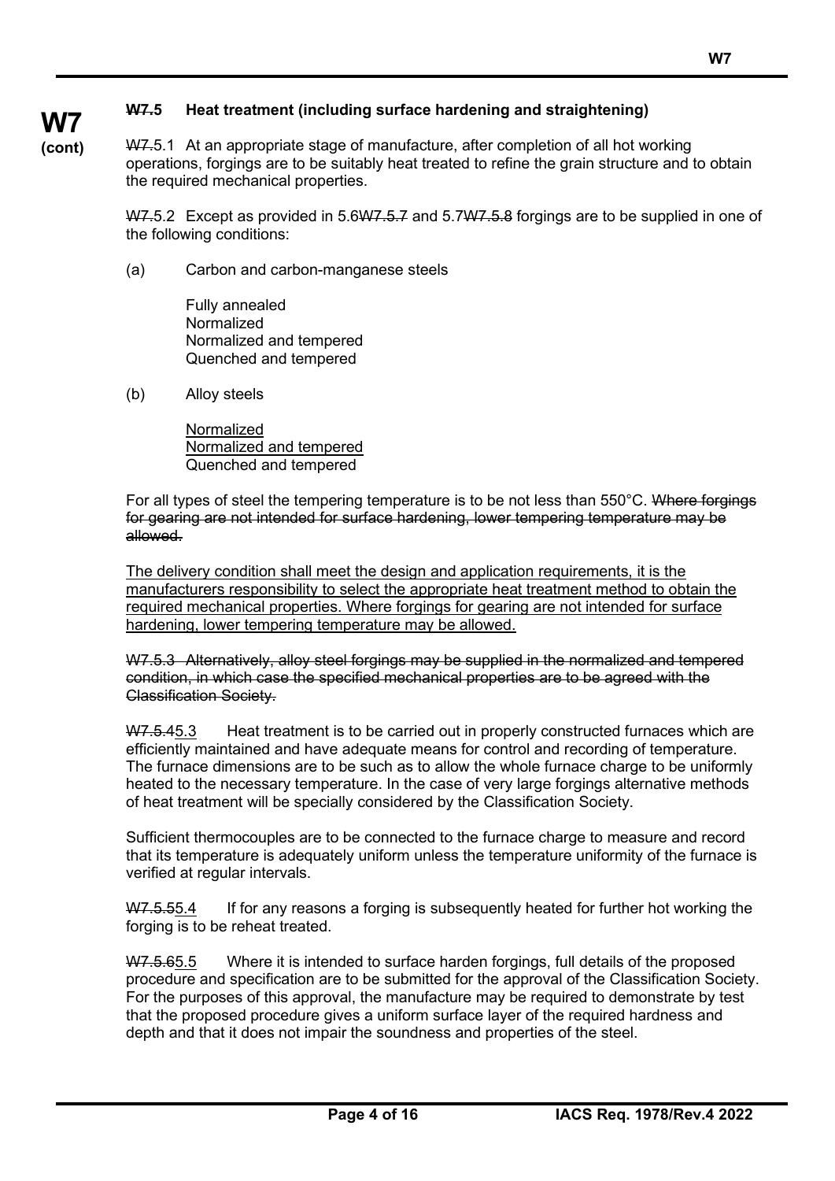**W7 (cont)**

### ~~W7~~.5 Heat treatment (including surface hardening and straightening)

~~W7~~.5.1 At an appropriate stage of manufacture, after completion of all hot working operations, forgings are to be suitably heat treated to refine the grain structure and to obtain the required mechanical properties.

~~W7~~.5.2 Except as provided in 5.6~~W7.5.7~~ and 5.7~~W7.5.8~~ forgings are to be supplied in one of the following conditions:

(a) Carbon and carbon-manganese steels

Fully annealed
Normalized
Normalized and tempered
Quenched and tempered

(b) Alloy steels

<u>Normalized</u>
<u>Normalized and tempered</u>
Quenched and tempered

For all types of steel the tempering temperature is to be not less than 550°C. ~~Where forgings for gearing are not intended for surface hardening, lower tempering temperature may be allowed.~~

<u>The delivery condition shall meet the design and application requirements, it is the manufacturers responsibility to select the appropriate heat treatment method to obtain the required mechanical properties. Where forgings for gearing are not intended for surface hardening, lower tempering temperature may be allowed.</u>

~~W7.5.3 Alternatively, alloy steel forgings may be supplied in the normalized and tempered condition, in which case the specified mechanical properties are to be agreed with the Classification Society.~~

~~W7.5.4~~5.3 Heat treatment is to be carried out in properly constructed furnaces which are efficiently maintained and have adequate means for control and recording of temperature. The furnace dimensions are to be such as to allow the whole furnace charge to be uniformly heated to the necessary temperature. In the case of very large forgings alternative methods of heat treatment will be specially considered by the Classification Society.

Sufficient thermocouples are to be connected to the furnace charge to measure and record that its temperature is adequately uniform unless the temperature uniformity of the furnace is verified at regular intervals.

~~W7.5.5~~5.4 If for any reasons a forging is subsequently heated for further hot working the forging is to be reheat treated.

~~W7.5.6~~5.5 Where it is intended to surface harden forgings, full details of the proposed procedure and specification are to be submitted for the approval of the Classification Society. For the purposes of this approval, the manufacture may be required to demonstrate by test that the proposed procedure gives a uniform surface layer of the required hardness and depth and that it does not impair the soundness and properties of the steel.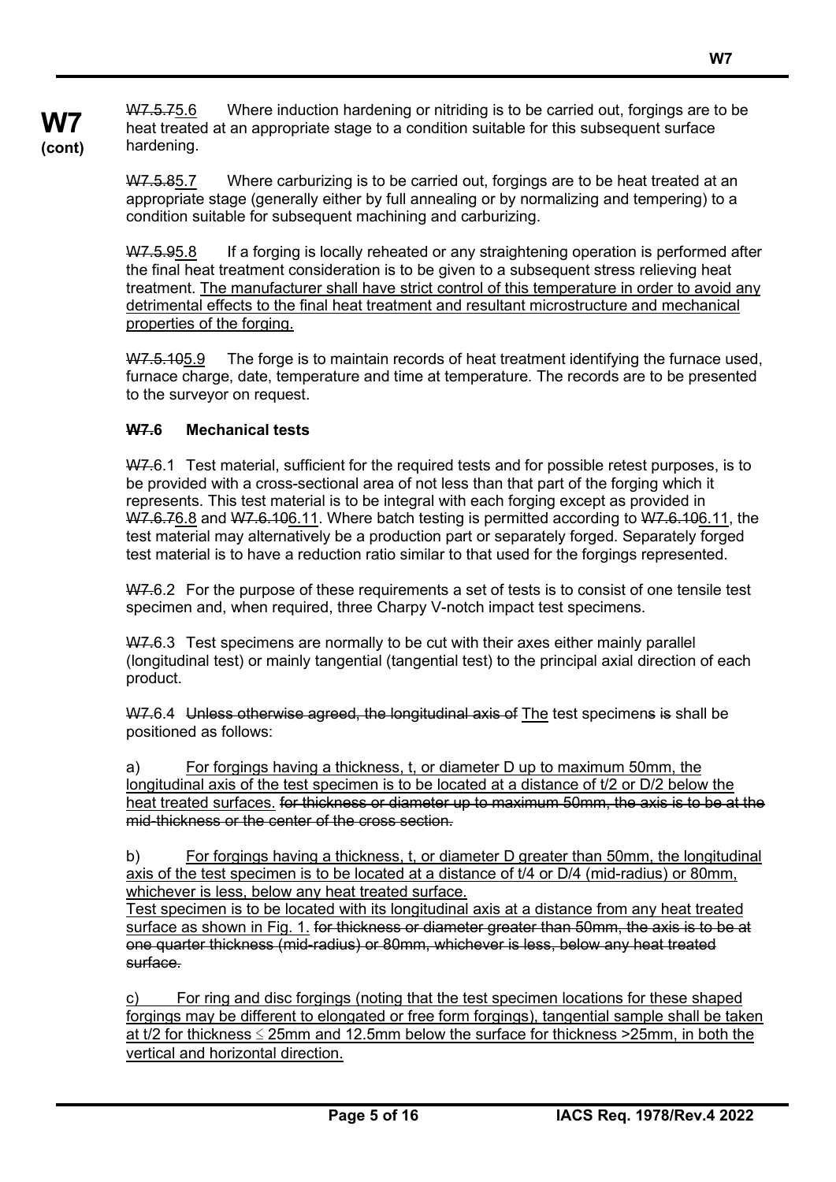**W7 (cont)**

~~W7.5.7~~5.6 Where induction hardening or nitriding is to be carried out, forgings are to be heat treated at an appropriate stage to a condition suitable for this subsequent surface hardening.

~~W7.5.8~~5.7 Where carburizing is to be carried out, forgings are to be heat treated at an appropriate stage (generally either by full annealing or by normalizing and tempering) to a condition suitable for subsequent machining and carburizing.

~~W7.5.9~~5.8 If a forging is locally reheated or any straightening operation is performed after the final heat treatment consideration is to be given to a subsequent stress relieving heat treatment. <u>The manufacturer shall have strict control of this temperature in order to avoid any detrimental effects to the final heat treatment and resultant microstructure and mechanical properties of the forging.</u>

~~W7.5.10~~5.9 The forge is to maintain records of heat treatment identifying the furnace used, furnace charge, date, temperature and time at temperature. The records are to be presented to the surveyor on request.

### ~~W7.~~6 Mechanical tests

~~W7.~~6.1 Test material, sufficient for the required tests and for possible retest purposes, is to be provided with a cross-sectional area of not less than that part of the forging which it represents. This test material is to be integral with each forging except as provided in ~~W7.6.7~~6.8 and ~~W7.6.10~~6.11. Where batch testing is permitted according to ~~W7.6.10~~6.11, the test material may alternatively be a production part or separately forged. Separately forged test material is to have a reduction ratio similar to that used for the forgings represented.

~~W7.~~6.2 For the purpose of these requirements a set of tests is to consist of one tensile test specimen and, when required, three Charpy V-notch impact test specimens.

~~W7.~~6.3 Test specimens are normally to be cut with their axes either mainly parallel (longitudinal test) or mainly tangential (tangential test) to the principal axial direction of each product.

~~W7.~~6.4 ~~Unless otherwise agreed, the longitudinal axis of~~ <u>The</u> test specimen~~s~~ ~~is~~ shall be positioned as follows:

a) <u>For forgings having a thickness, t, or diameter D up to maximum 50mm, the longitudinal axis of the test specimen is to be located at a distance of t/2 or D/2 below the heat treated surfaces.</u> ~~for thickness or diameter up to maximum 50mm, the axis is to be at the mid-thickness or the center of the cross section.~~

b) <u>For forgings having a thickness, t, or diameter D greater than 50mm, the longitudinal axis of the test specimen is to be located at a distance of t/4 or D/4 (mid-radius) or 80mm, whichever is less, below any heat treated surface.</u>
<u>Test specimen is to be located with its longitudinal axis at a distance from any heat treated surface as shown in Fig. 1.</u> ~~for thickness or diameter greater than 50mm, the axis is to be at one quarter thickness (mid-radius) or 80mm, whichever is less, below any heat treated surface.~~

<u>c) For ring and disc forgings (noting that the test specimen locations for these shaped forgings may be different to elongated or free form forgings), tangential sample shall be taken at t/2 for thickness $\leq$ 25mm and 12.5mm below the surface for thickness >25mm, in both the vertical and horizontal direction.</u>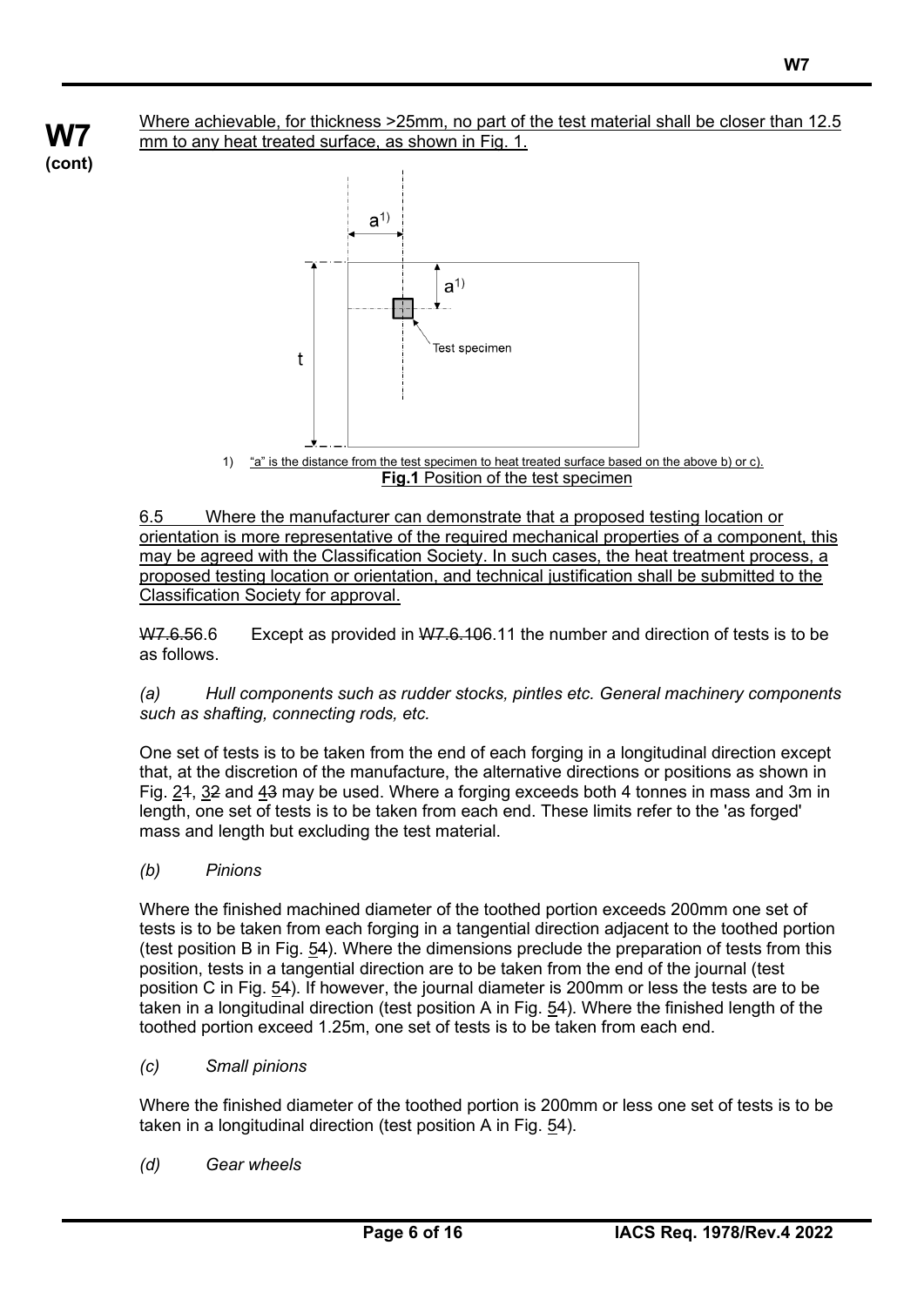Where achievable, for thickness >25mm, no part of the test material shall be closer than 12.5 mm to any heat treated surface, as shown in Fig. 1.

1) "a" is the distance from the test specimen to heat treated surface based on the above b) or c).

**Fig.1** Position of the test specimen

6.5 Where the manufacturer can demonstrate that a proposed testing location or orientation is more representative of the required mechanical properties of a component, this may be agreed with the Classification Society. In such cases, the heat treatment process, a proposed testing location or orientation, and technical justification shall be submitted to the Classification Society for approval.

~~W7.6.5~~6.6 Except as provided in ~~W7.6.10~~6.11 the number and direction of tests is to be as follows.

*(a) Hull components such as rudder stocks, pintles etc. General machinery components such as shafting, connecting rods, etc.*

One set of tests is to be taken from the end of each forging in a longitudinal direction except that, at the discretion of the manufacture, the alternative directions or positions as shown in Fig. 2~~1~~, 3~~2~~ and 4~~3~~ may be used. Where a forging exceeds both 4 tonnes in mass and 3m in length, one set of tests is to be taken from each end. These limits refer to the 'as forged' mass and length but excluding the test material.

*(b) Pinions*

Where the finished machined diameter of the toothed portion exceeds 200mm one set of tests is to be taken from each forging in a tangential direction adjacent to the toothed portion (test position B in Fig. 5~~4~~). Where the dimensions preclude the preparation of tests from this position, tests in a tangential direction are to be taken from the end of the journal (test position C in Fig. 5~~4~~). If however, the journal diameter is 200mm or less the tests are to be taken in a longitudinal direction (test position A in Fig. 5~~4~~). Where the finished length of the toothed portion exceed 1.25m, one set of tests is to be taken from each end.

*(c) Small pinions*

Where the finished diameter of the toothed portion is 200mm or less one set of tests is to be taken in a longitudinal direction (test position A in Fig. 5~~4~~).

*(d) Gear wheels*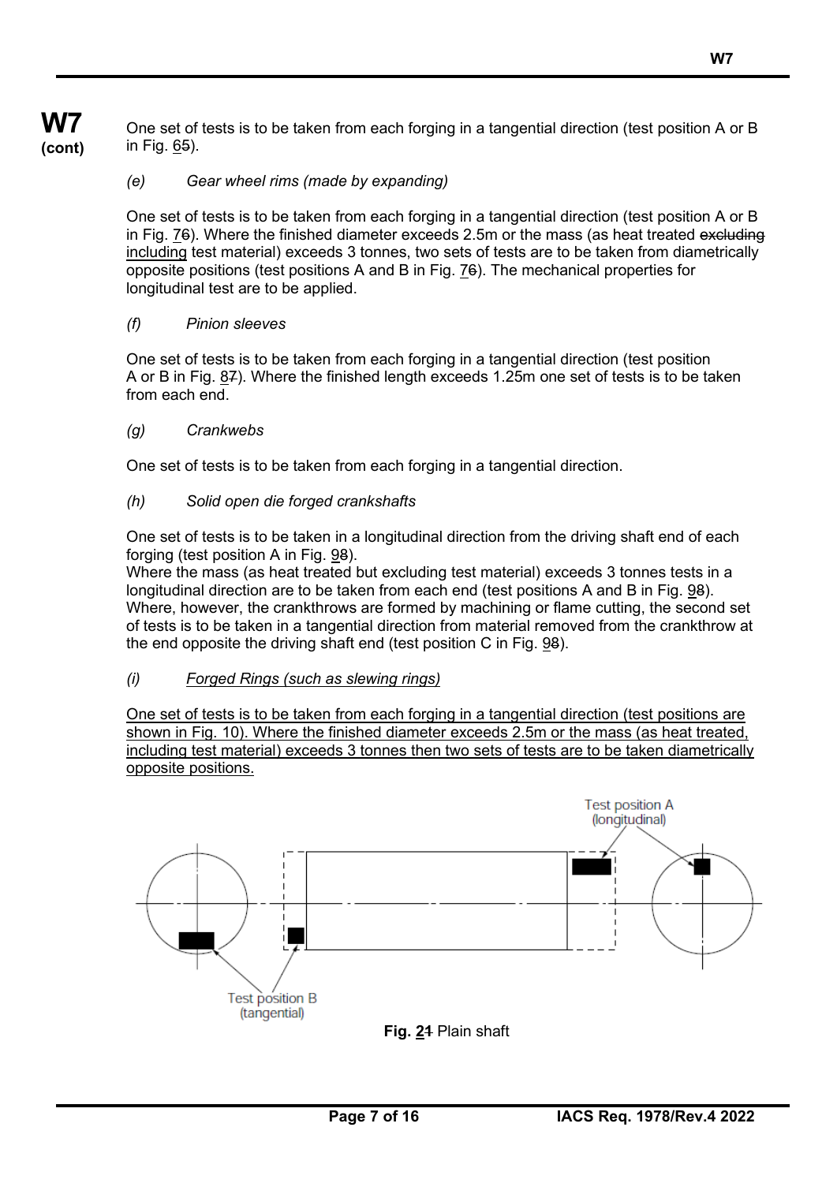One set of tests is to be taken from each forging in a tangential direction (test position A or B in Fig. ~~5~~ 6).

*(e) Gear wheel rims (made by expanding)*

One set of tests is to be taken from each forging in a tangential direction (test position A or B in Fig. ~~6~~ 7). Where the finished diameter exceeds 2.5m or the mass (as heat treated ~~excluding~~ <u>including</u> test material) exceeds 3 tonnes, two sets of tests are to be taken from diametrically opposite positions (test positions A and B in Fig. ~~6~~ 7). The mechanical properties for longitudinal test are to be applied.

*(f) Pinion sleeves*

One set of tests is to be taken from each forging in a tangential direction (test position A or B in Fig. ~~7~~ 8). Where the finished length exceeds 1.25m one set of tests is to be taken from each end.

*(g) Crankwebs*

One set of tests is to be taken from each forging in a tangential direction.

*(h) Solid open die forged crankshafts*

One set of tests is to be taken in a longitudinal direction from the driving shaft end of each forging (test position A in Fig. ~~8~~ 9).
Where the mass (as heat treated but excluding test material) exceeds 3 tonnes tests in a longitudinal direction are to be taken from each end (test positions A and B in Fig. ~~8~~ 9). Where, however, the crankthrows are formed by machining or flame cutting, the second set of tests is to be taken in a tangential direction from material removed from the crankthrow at the end opposite the driving shaft end (test position C in Fig. ~~8~~ 9).

*(i) <u>Forged Rings (such as slewing rings)</u>*

<u>One set of tests is to be taken from each forging in a tangential direction (test positions are shown in Fig. 10). Where the finished diameter exceeds 2.5m or the mass (as heat treated, including test material) exceeds 3 tonnes then two sets of tests are to be taken diametrically opposite positions.</u>

Test position A (longitudinal)

Test position B (tangential)

**Fig. ~~1~~ 2** Plain shaft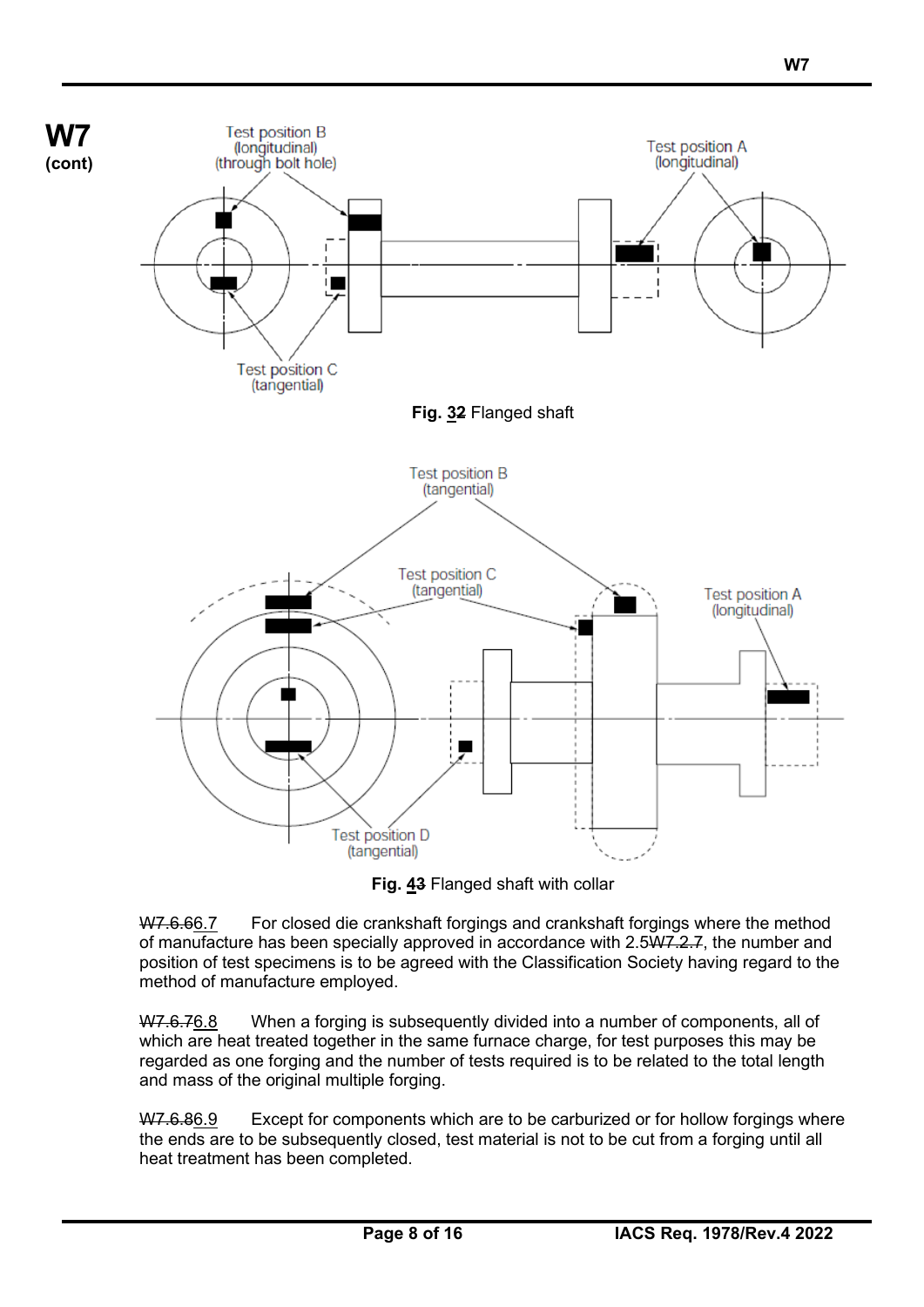**W7 (cont)**

Test position B (longitudinal) (through bolt hole)

Test position A (longitudinal)

Test position C (tangential)

**Fig. ~~3~~2** Flanged shaft

Test position B (tangential)

Test position C (tangential)

Test position A (longitudinal)

Test position D (tangential)

**Fig. ~~4~~3** Flanged shaft with collar

~~W7.6.6~~6.7 For closed die crankshaft forgings and crankshaft forgings where the method of manufacture has been specially approved in accordance with 2.5~~W7.2.7~~, the number and position of test specimens is to be agreed with the Classification Society having regard to the method of manufacture employed.

~~W7.6.7~~6.8 When a forging is subsequently divided into a number of components, all of which are heat treated together in the same furnace charge, for test purposes this may be regarded as one forging and the number of tests required is to be related to the total length and mass of the original multiple forging.

~~W7.6.8~~6.9 Except for components which are to be carburized or for hollow forgings where the ends are to be subsequently closed, test material is not to be cut from a forging until all heat treatment has been completed.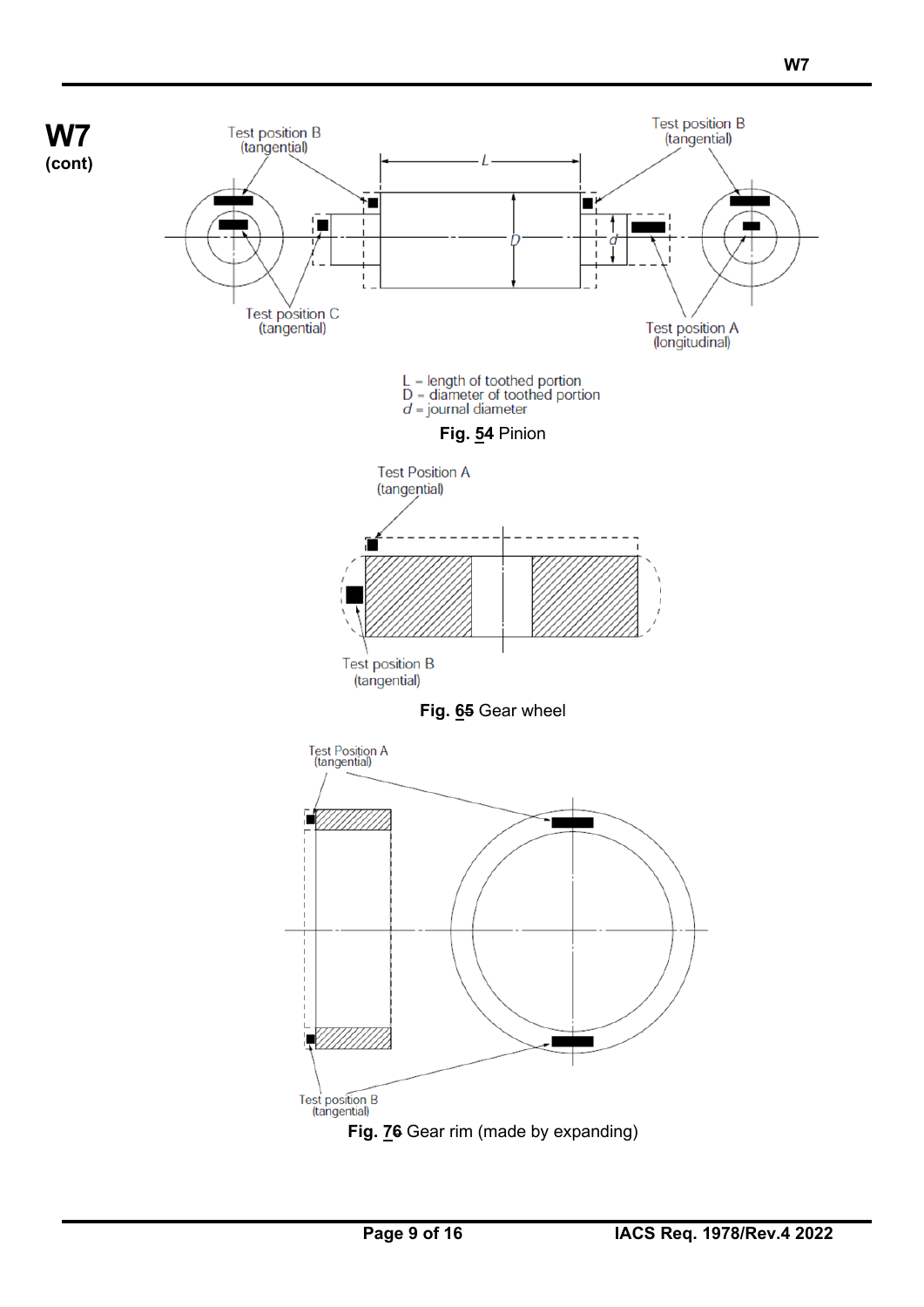**W7**
**(cont)**

L = length of toothed portion
D = diameter of toothed portion
*d* = journal diameter

**Fig. 5~~4~~** Pinion

**Fig. 6~~5~~** Gear wheel

**Fig. 7~~6~~** Gear rim (made by expanding)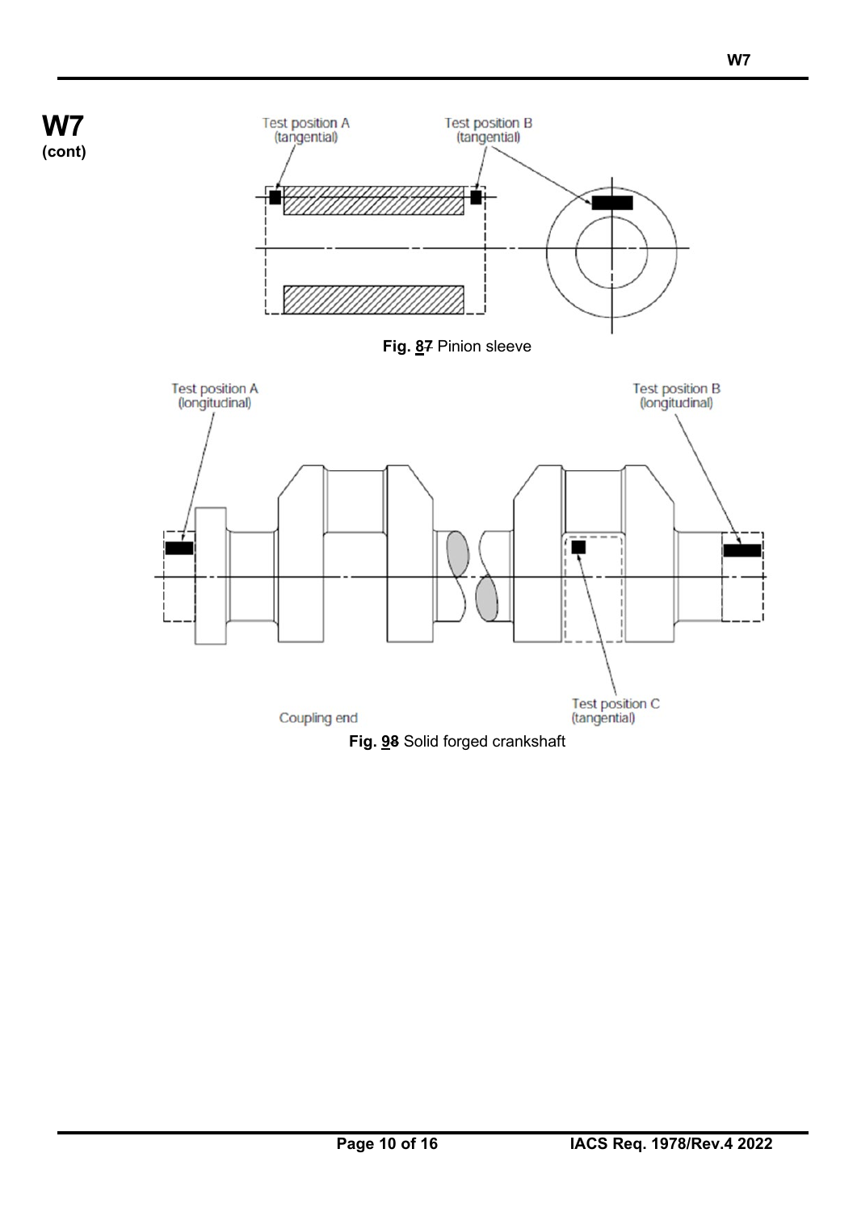Test position A (tangential)

Test position B (tangential)

**Fig. ~~7~~ 8** Pinion sleeve

Test position A (longitudinal)

Test position B (longitudinal)

Coupling end

Test position C (tangential)

**Fig. ~~8~~ 9** Solid forged crankshaft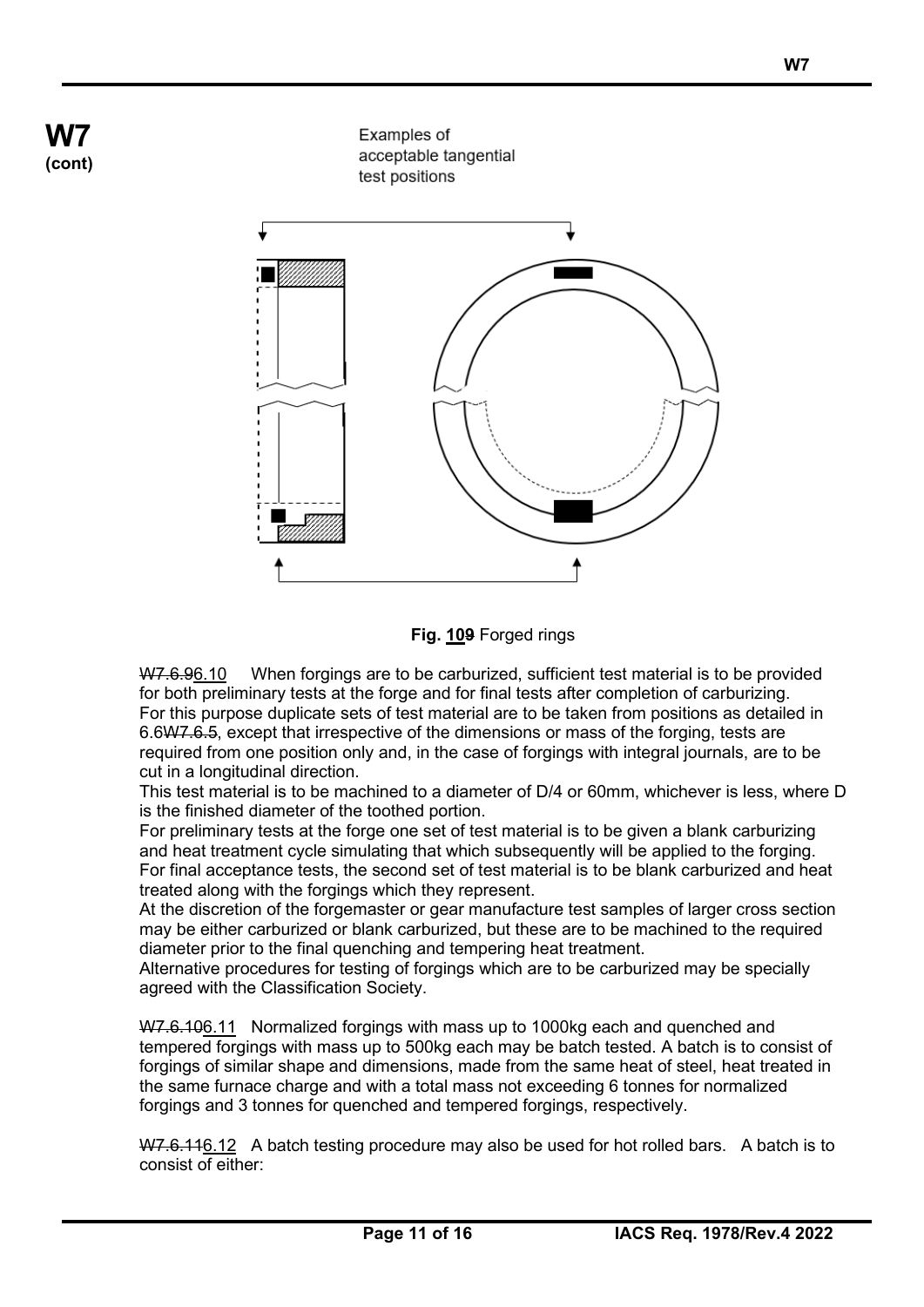Examples of acceptable tangential test positions

**Fig. 109** Forged rings

~~W7.6.9~~6.10 When forgings are to be carburized, sufficient test material is to be provided for both preliminary tests at the forge and for final tests after completion of carburizing. For this purpose duplicate sets of test material are to be taken from positions as detailed in 6.6~~W7.6.5~~, except that irrespective of the dimensions or mass of the forging, tests are required from one position only and, in the case of forgings with integral journals, are to be cut in a longitudinal direction.

This test material is to be machined to a diameter of D/4 or 60mm, whichever is less, where D is the finished diameter of the toothed portion.

For preliminary tests at the forge one set of test material is to be given a blank carburizing and heat treatment cycle simulating that which subsequently will be applied to the forging.

For final acceptance tests, the second set of test material is to be blank carburized and heat treated along with the forgings which they represent.

At the discretion of the forgemaster or gear manufacture test samples of larger cross section may be either carburized or blank carburized, but these are to be machined to the required diameter prior to the final quenching and tempering heat treatment.

Alternative procedures for testing of forgings which are to be carburized may be specially agreed with the Classification Society.

~~W7.6.10~~6.11 Normalized forgings with mass up to 1000kg each and quenched and tempered forgings with mass up to 500kg each may be batch tested. A batch is to consist of forgings of similar shape and dimensions, made from the same heat of steel, heat treated in the same furnace charge and with a total mass not exceeding 6 tonnes for normalized forgings and 3 tonnes for quenched and tempered forgings, respectively.

~~W7.6.11~~6.12 A batch testing procedure may also be used for hot rolled bars. A batch is to consist of either: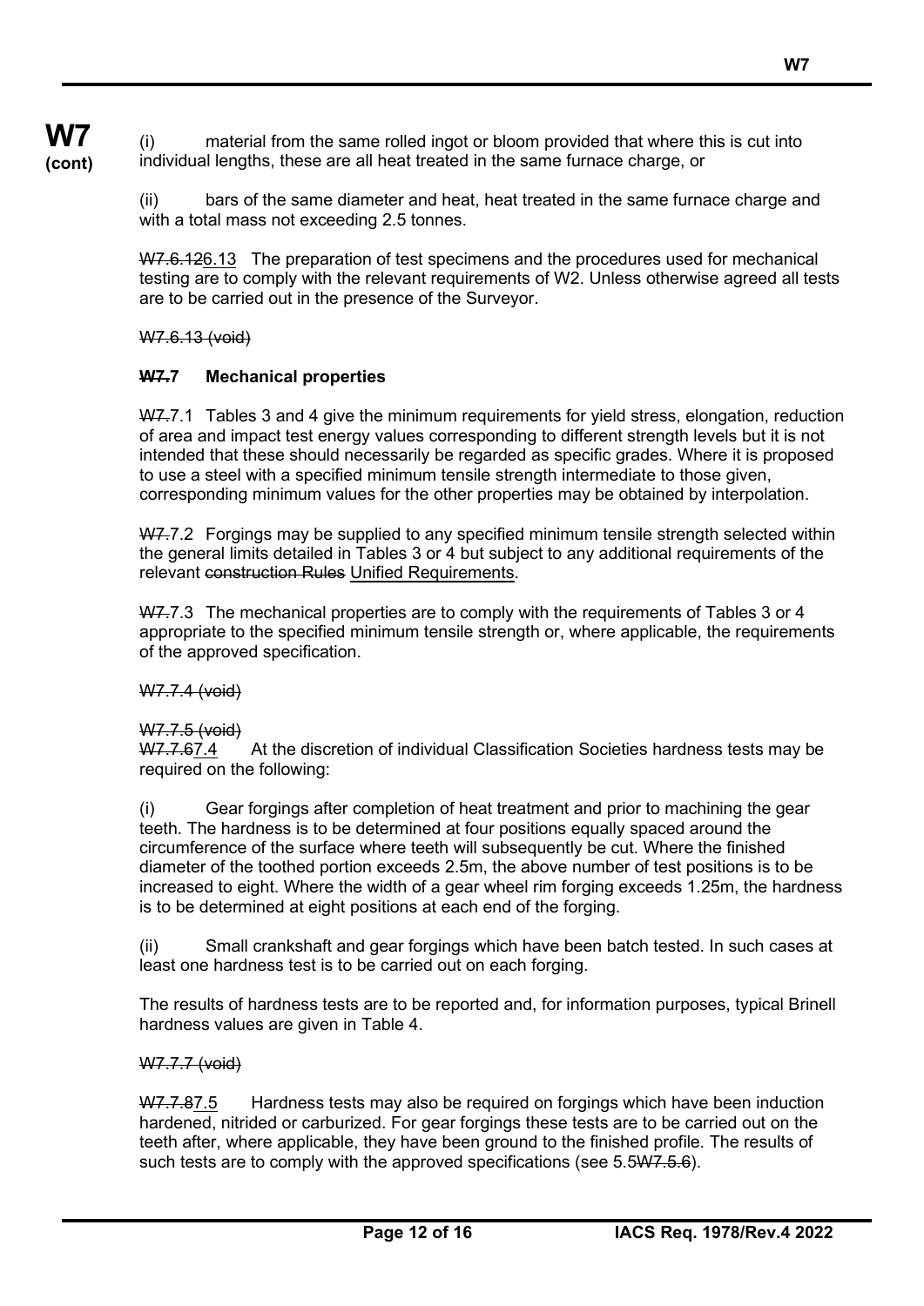**W7 (cont)**

(i) material from the same rolled ingot or bloom provided that where this is cut into individual lengths, these are all heat treated in the same furnace charge, or

(ii) bars of the same diameter and heat, heat treated in the same furnace charge and with a total mass not exceeding 2.5 tonnes.

~~W7.6.12~~6.13 The preparation of test specimens and the procedures used for mechanical testing are to comply with the relevant requirements of W2. Unless otherwise agreed all tests are to be carried out in the presence of the Surveyor.

~~W7.6.13 (void)~~

### ~~W7.~~7 Mechanical properties

~~W7.~~7.1 Tables 3 and 4 give the minimum requirements for yield stress, elongation, reduction of area and impact test energy values corresponding to different strength levels but it is not intended that these should necessarily be regarded as specific grades. Where it is proposed to use a steel with a specified minimum tensile strength intermediate to those given, corresponding minimum values for the other properties may be obtained by interpolation.

~~W7.~~7.2 Forgings may be supplied to any specified minimum tensile strength selected within the general limits detailed in Tables 3 or 4 but subject to any additional requirements of the relevant ~~construction Rules~~ Unified Requirements.

~~W7.~~7.3 The mechanical properties are to comply with the requirements of Tables 3 or 4 appropriate to the specified minimum tensile strength or, where applicable, the requirements of the approved specification.

~~W7.7.4 (void)~~

~~W7.7.5 (void)~~

~~W7.7.6~~7.4 At the discretion of individual Classification Societies hardness tests may be required on the following:

(i) Gear forgings after completion of heat treatment and prior to machining the gear teeth. The hardness is to be determined at four positions equally spaced around the circumference of the surface where teeth will subsequently be cut. Where the finished diameter of the toothed portion exceeds 2.5m, the above number of test positions is to be increased to eight. Where the width of a gear wheel rim forging exceeds 1.25m, the hardness is to be determined at eight positions at each end of the forging.

(ii) Small crankshaft and gear forgings which have been batch tested. In such cases at least one hardness test is to be carried out on each forging.

The results of hardness tests are to be reported and, for information purposes, typical Brinell hardness values are given in Table 4.

~~W7.7.7 (void)~~

~~W7.7.8~~7.5 Hardness tests may also be required on forgings which have been induction hardened, nitrided or carburized. For gear forgings these tests are to be carried out on the teeth after, where applicable, they have been ground to the finished profile. The results of such tests are to comply with the approved specifications (see 5.5~~W7.5.6~~).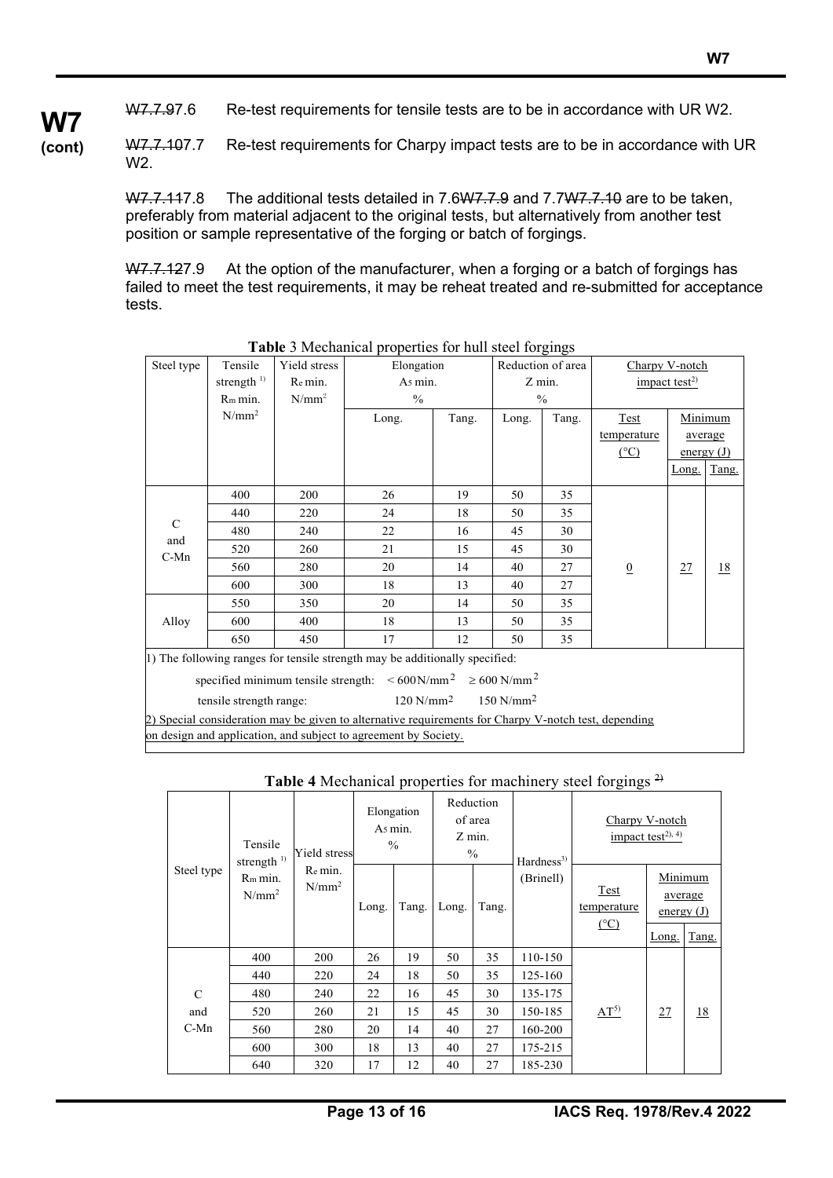W7.7.97.6 Re-test requirements for tensile tests are to be in accordance with UR W2.

W7.7.107.7 Re-test requirements for Charpy impact tests are to be in accordance with UR W2.

W7.7.117.8 The additional tests detailed in 7.6W7.7.9 and 7.7W7.7.10 are to be taken, preferably from material adjacent to the original tests, but alternatively from another test position or sample representative of the forging or batch of forgings.

W7.7.127.9 At the option of the manufacturer, when a forging or a batch of forgings has failed to meet the test requirements, it may be reheat treated and re-submitted for acceptance tests.

**Table** 3 Mechanical properties for hull steel forgings

| Steel type | Tensile strength [1] $R_m$ min. $N/mm^2$ | Yield stress $R_e$ min. $N/mm^2$ | Elongation $A_5$ min. % | | Reduction of area Z min. % | | Charpy V-notch impact test[2] | | |
|---|---|---|---|---|---|---|---|---|---|
| | | | Long. | Tang. | Long. | Tang. | Test temperature (°C) | Minimum average energy (J) | |
| | | | | | | | | Long. | Tang. |
| C and C-Mn | 400 | 200 | 26 | 19 | 50 | 35 | 0 | 27 | 18 |
| | 440 | 220 | 24 | 18 | 50 | 35 | | | |
| | 480 | 240 | 22 | 16 | 45 | 30 | | | |
| | 520 | 260 | 21 | 15 | 45 | 30 | | | |
| | 560 | 280 | 20 | 14 | 40 | 27 | | | |
| | 600 | 300 | 18 | 13 | 40 | 27 | | | |
| Alloy | 550 | 350 | 20 | 14 | 50 | 35 | | | |
| | 600 | 400 | 18 | 13 | 50 | 35 | | | |
| | 650 | 450 | 17 | 12 | 50 | 35 | | | |

1) The following ranges for tensile strength may be additionally specified:

| | | |
|---|---|---|
| specified minimum tensile strength: | $< 600 N/mm^2$ | $\geq 600 N/mm^2$ |
| tensile strength range: | $120 N/mm^2$ | $150 N/mm^2$ |

2) Special consideration may be given to alternative requirements for Charpy V-notch test, depending on design and application, and subject to agreement by Society.

**Table 4** Mechanical properties for machinery steel forgings ~~2)~~

| Steel type | Tensile strength [1] $R_m$ min. $N/mm^2$ | Yield stress $R_e$ min. $N/mm^2$ | Elongation $A_5$ min. % | | Reduction of area Z min. % | | Hardness[3] (Brinell) | Charpy V-notch impact test[2), 4)] | | |
|---|---|---|---|---|---|---|---|---|---|---|
| | | | Long. | Tang. | Long. | Tang. | | Test temperature (°C) | Minimum average energy (J) | |
| | | | | | | | | | Long. | Tang. |
| C and C-Mn | 400 | 200 | 26 | 19 | 50 | 35 | 110-150 | AT[5] | 27 | 18 |
| | 440 | 220 | 24 | 18 | 50 | 35 | 125-160 | | | |
| | 480 | 240 | 22 | 16 | 45 | 30 | 135-175 | | | |
| | 520 | 260 | 21 | 15 | 45 | 30 | 150-185 | | | |
| | 560 | 280 | 20 | 14 | 40 | 27 | 160-200 | | | |
| | 600 | 300 | 18 | 13 | 40 | 27 | 175-215 | | | |
| | 640 | 320 | 17 | 12 | 40 | 27 | 185-230 | | | |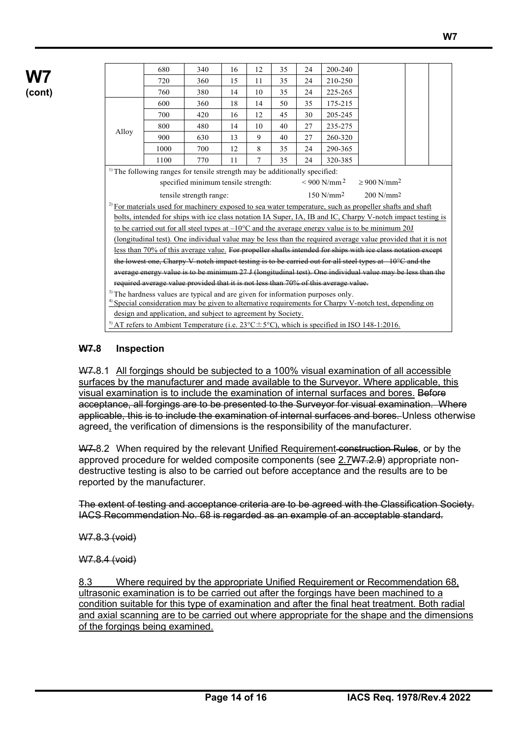**W7 (cont)**

| | | | | | | | | | | |
|---|---|---|---|---|---|---|---|---|---|---|
| | 680 | 340 | 16 | 12 | 35 | 24 | 200-240 | | | |
| | 720 | 360 | 15 | 11 | 35 | 24 | 210-250 | | | |
| | 760 | 380 | 14 | 10 | 35 | 24 | 225-265 | | | |
| Alloy | 600 | 360 | 18 | 14 | 50 | 35 | 175-215 | | | |
| | 700 | 420 | 16 | 12 | 45 | 30 | 205-245 | | | |
| | 800 | 480 | 14 | 10 | 40 | 27 | 235-275 | | | |
| | 900 | 630 | 13 | 9 | 40 | 27 | 260-320 | | | |
| | 1000 | 700 | 12 | 8 | 35 | 24 | 290-365 | | | |
| | 1100 | 770 | 11 | 7 | 35 | 24 | 320-385 | | | |

[1)] The following ranges for tensile strength may be additionally specified:

| | | |
|---|---|---|
| specified minimum tensile strength: | $< 900$ N/mm$^2$ | $\geq 900$ N/mm$^2$ |
| tensile strength range: | 150 N/mm$^2$ | 200 N/mm$^2$ |

[2)] For materials used for machinery exposed to sea water temperature, such as propeller shafts and shaft bolts, intended for ships with ice class notation IA Super, IA, IB and IC, Charpy V-notch impact testing is to be carried out for all steel types at –10°C and the average energy value is to be minimum 20J (longitudinal test). One individual value may be less than the required average value provided that it is not less than 70% of this average value. ~~For propeller shafts intended for ships with ice class notation except the lowest one, Charpy V-notch impact testing is to be carried out for all steel types at –10°C and the average energy value is to be minimum 27 J (longitudinal test). One individual value may be less than the required average value provided that it is not less than 70% of this average value.~~

[3)] The hardness values are typical and are given for information purposes only.

[4)] Special consideration may be given to alternative requirements for Charpy V-notch test, depending on design and application, and subject to agreement by Society.

[5)] AT refers to Ambient Temperature (i.e. 23°C±5°C), which is specified in ISO 148-1:2016.

### ~~W7.~~8 Inspection

~~W7.~~8.1 All forgings should be subjected to a 100% visual examination of all accessible surfaces by the manufacturer and made available to the Surveyor. Where applicable, this visual examination is to include the examination of internal surfaces and bores. ~~Before acceptance, all forgings are to be presented to the Surveyor for visual examination. Where applicable, this is to include the examination of internal surfaces and bores.~~ Unless otherwise agreed, the verification of dimensions is the responsibility of the manufacturer.

~~W7.~~8.2 When required by the relevant Unified Requirement ~~construction Rules~~, or by the approved procedure for welded composite components (see 2.7~~W7.2.9~~) appropriate non-destructive testing is also to be carried out before acceptance and the results are to be reported by the manufacturer.

~~The extent of testing and acceptance criteria are to be agreed with the Classification Society. IACS Recommendation No. 68 is regarded as an example of an acceptable standard.~~

~~W7.8.3 (void)~~

~~W7.8.4 (void)~~

8.3 Where required by the appropriate Unified Requirement or Recommendation 68, ultrasonic examination is to be carried out after the forgings have been machined to a condition suitable for this type of examination and after the final heat treatment. Both radial and axial scanning are to be carried out where appropriate for the shape and the dimensions of the forgings being examined.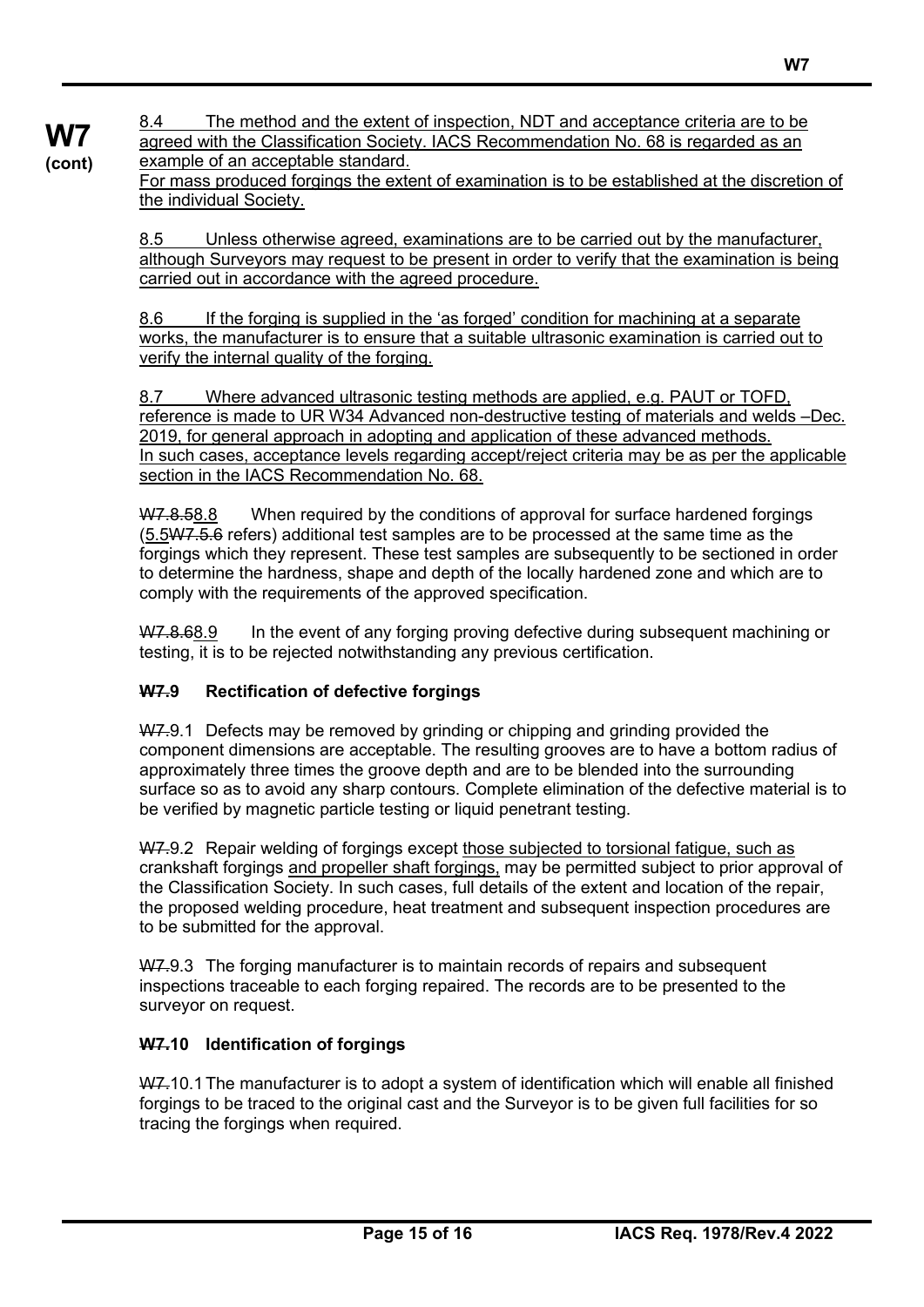8.4 The method and the extent of inspection, NDT and acceptance criteria are to be agreed with the Classification Society. IACS Recommendation No. 68 is regarded as an example of an acceptable standard.
For mass produced forgings the extent of examination is to be established at the discretion of the individual Society.

8.5 Unless otherwise agreed, examinations are to be carried out by the manufacturer, although Surveyors may request to be present in order to verify that the examination is being carried out in accordance with the agreed procedure.

8.6 If the forging is supplied in the 'as forged' condition for machining at a separate works, the manufacturer is to ensure that a suitable ultrasonic examination is carried out to verify the internal quality of the forging.

8.7 Where advanced ultrasonic testing methods are applied, e.g. PAUT or TOFD, reference is made to UR W34 Advanced non-destructive testing of materials and welds –Dec. 2019, for general approach in adopting and application of these advanced methods.
In such cases, acceptance levels regarding accept/reject criteria may be as per the applicable section in the IACS Recommendation No. 68.

~~W7.8.5~~8.8 When required by the conditions of approval for surface hardened forgings (5.5~~W7.5.6~~ refers) additional test samples are to be processed at the same time as the forgings which they represent. These test samples are subsequently to be sectioned in order to determine the hardness, shape and depth of the locally hardened zone and which are to comply with the requirements of the approved specification.

~~W7.8.6~~8.9 In the event of any forging proving defective during subsequent machining or testing, it is to be rejected notwithstanding any previous certification.

### ~~W7.~~9 Rectification of defective forgings

~~W7.~~9.1 Defects may be removed by grinding or chipping and grinding provided the component dimensions are acceptable. The resulting grooves are to have a bottom radius of approximately three times the groove depth and are to be blended into the surrounding surface so as to avoid any sharp contours. Complete elimination of the defective material is to be verified by magnetic particle testing or liquid penetrant testing.

~~W7.~~9.2 Repair welding of forgings except those subjected to torsional fatigue, such as crankshaft forgings and propeller shaft forgings, may be permitted subject to prior approval of the Classification Society. In such cases, full details of the extent and location of the repair, the proposed welding procedure, heat treatment and subsequent inspection procedures are to be submitted for the approval.

~~W7.~~9.3 The forging manufacturer is to maintain records of repairs and subsequent inspections traceable to each forging repaired. The records are to be presented to the surveyor on request.

### ~~W7.~~10 Identification of forgings

~~W7.~~10.1 The manufacturer is to adopt a system of identification which will enable all finished forgings to be traced to the original cast and the Surveyor is to be given full facilities for so tracing the forgings when required.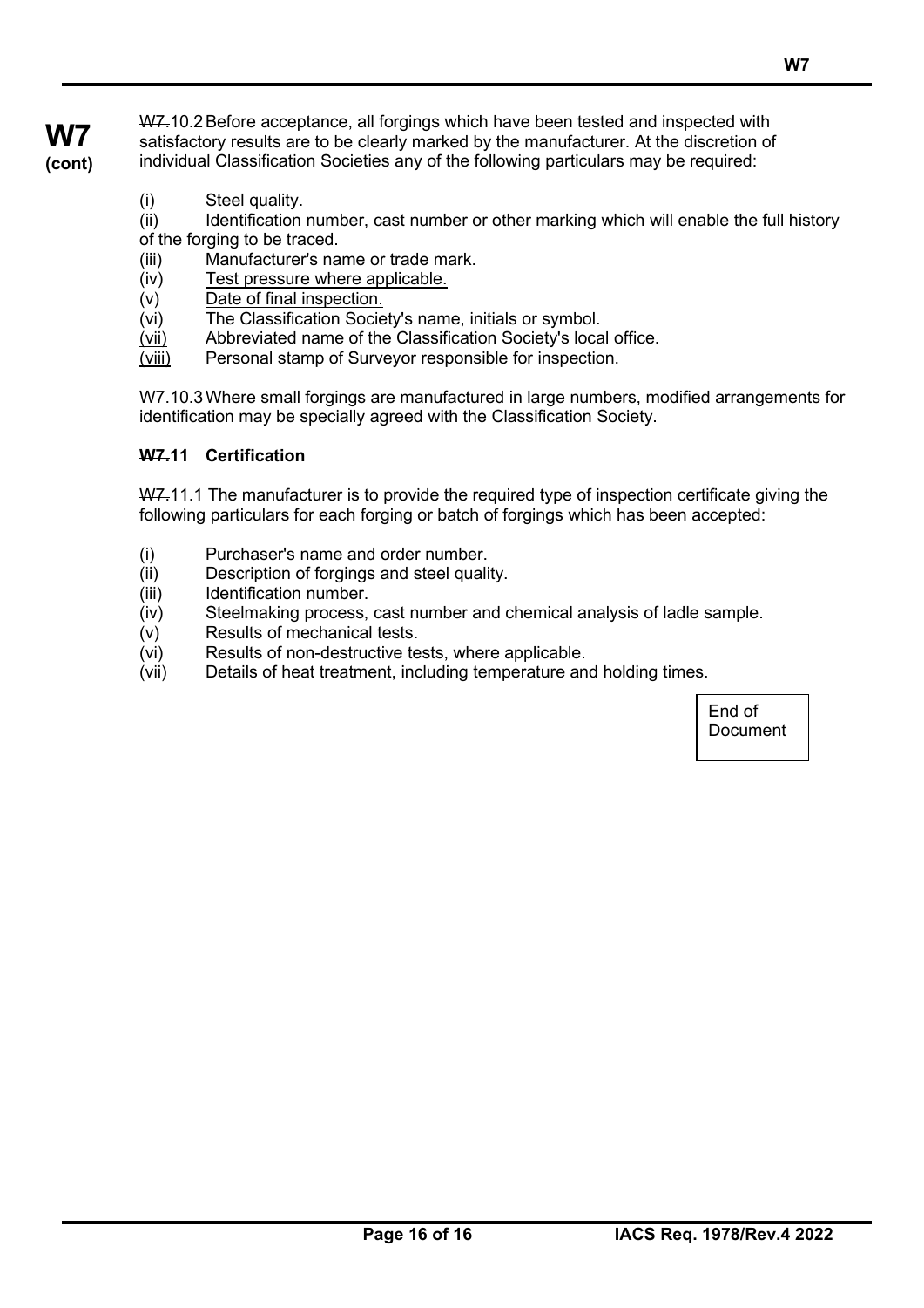~~W7.~~10.2 Before acceptance, all forgings which have been tested and inspected with satisfactory results are to be clearly marked by the manufacturer. At the discretion of individual Classification Societies any of the following particulars may be required:

(i) Steel quality.
(ii) Identification number, cast number or other marking which will enable the full history of the forging to be traced.
(iii) Manufacturer's name or trade mark.
(iv) <u>Test pressure where applicable.</u>
(v) <u>Date of final inspection.</u>
(vi) The Classification Society's name, initials or symbol.
<u>(vii)</u> Abbreviated name of the Classification Society's local office.
<u>(viii)</u> Personal stamp of Surveyor responsible for inspection.

~~W7.~~10.3 Where small forgings are manufactured in large numbers, modified arrangements for identification may be specially agreed with the Classification Society.

### ~~W7.~~11 Certification

~~W7.~~11.1 The manufacturer is to provide the required type of inspection certificate giving the following particulars for each forging or batch of forgings which has been accepted:

(i) Purchaser's name and order number.
(ii) Description of forgings and steel quality.
(iii) Identification number.
(iv) Steelmaking process, cast number and chemical analysis of ladle sample.
(v) Results of mechanical tests.
(vi) Results of non-destructive tests, where applicable.
(vii) Details of heat treatment, including temperature and holding times.

End of Document